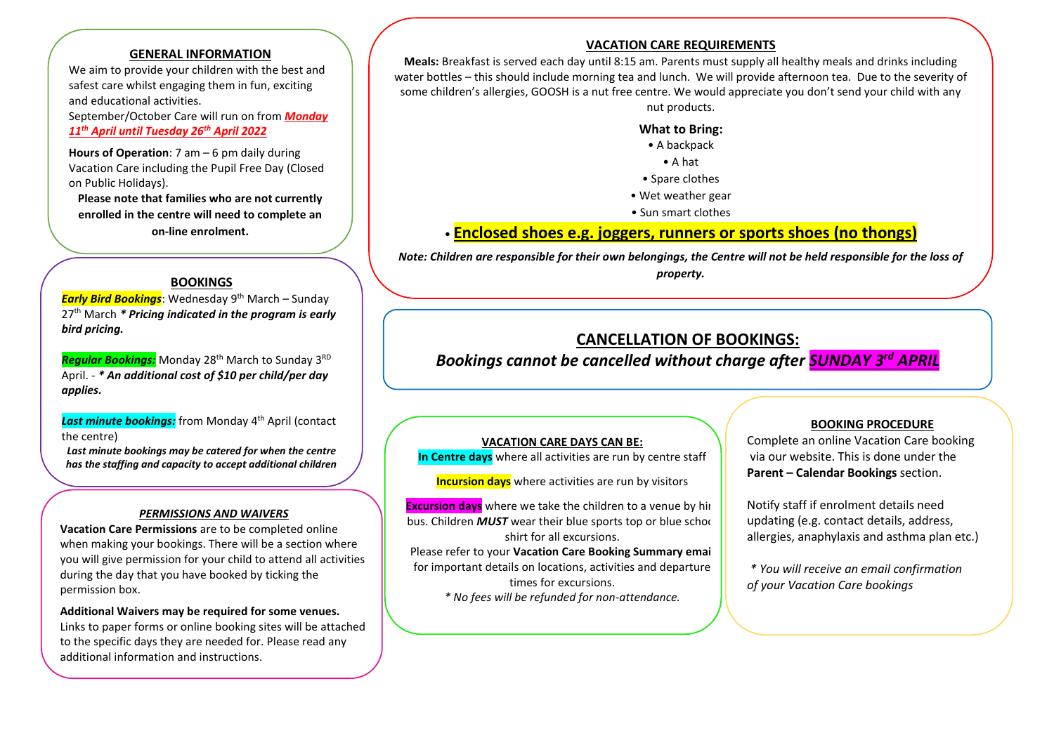## GENERAL INFORMATION

We aim to provide your children with the best and safest care whilst engaging them in fun, exciting and educational activities.

September/October Care will run on from ***Monday 11th April until Tuesday 26th April 2022***

**Hours of Operation**: 7 am – 6 pm daily during Vacation Care including the Pupil Free Day (Closed on Public Holidays).

**Please note that families who are not currently enrolled in the centre will need to complete an on-line enrolment.**

## BOOKINGS

***Early Bird Bookings***: Wednesday 9th March – Sunday 27th March ***\* Pricing indicated in the program is early bird pricing.***

***Regular Bookings:*** Monday 28th March to Sunday 3RD April. - ***\* An additional cost of $10 per child/per day applies.***

***Last minute bookings:*** from Monday 4th April (contact the centre)

***Last minute bookings may be catered for when the centre has the staffing and capacity to accept additional children***

## *PERMISSIONS AND WAIVERS*

**Vacation Care Permissions** are to be completed online when making your bookings. There will be a section where you will give permission for your child to attend all activities during the day that you have booked by ticking the permission box.

**Additional Waivers may be required for some venues.** Links to paper forms or online booking sites will be attached to the specific days they are needed for. Please read any additional information and instructions.

## VACATION CARE REQUIREMENTS

**Meals:** Breakfast is served each day until 8:15 am. Parents must supply all healthy meals and drinks including water bottles – this should include morning tea and lunch. We will provide afternoon tea. Due to the severity of some children's allergies, GOOSH is a nut free centre. We would appreciate you don't send your child with any nut products.

**What to Bring:**

- A backpack
- A hat
- Spare clothes
- Wet weather gear
- Sun smart clothes
- **Enclosed shoes e.g. joggers, runners or sports shoes (no thongs)**

***Note: Children are responsible for their own belongings, the Centre will not be held responsible for the loss of property.***

## CANCELLATION OF BOOKINGS:

***Bookings cannot be cancelled without charge after SUNDAY 3rd APRIL***

## VACATION CARE DAYS CAN BE:

**In Centre days** where all activities are run by centre staff

**Incursion days** where activities are run by visitors

**Excursion days** where we take the children to a venue by hir bus. Children ***MUST*** wear their blue sports top or blue schoo shirt for all excursions.

Please refer to your **Vacation Care Booking Summary emai** for important details on locations, activities and departure times for excursions.

*\* No fees will be refunded for non-attendance.*

## BOOKING PROCEDURE

Complete an online Vacation Care booking via our website. This is done under the **Parent – Calendar Bookings** section.

Notify staff if enrolment details need updating (e.g. contact details, address, allergies, anaphylaxis and asthma plan etc.)

*\* You will receive an email confirmation of your Vacation Care bookings*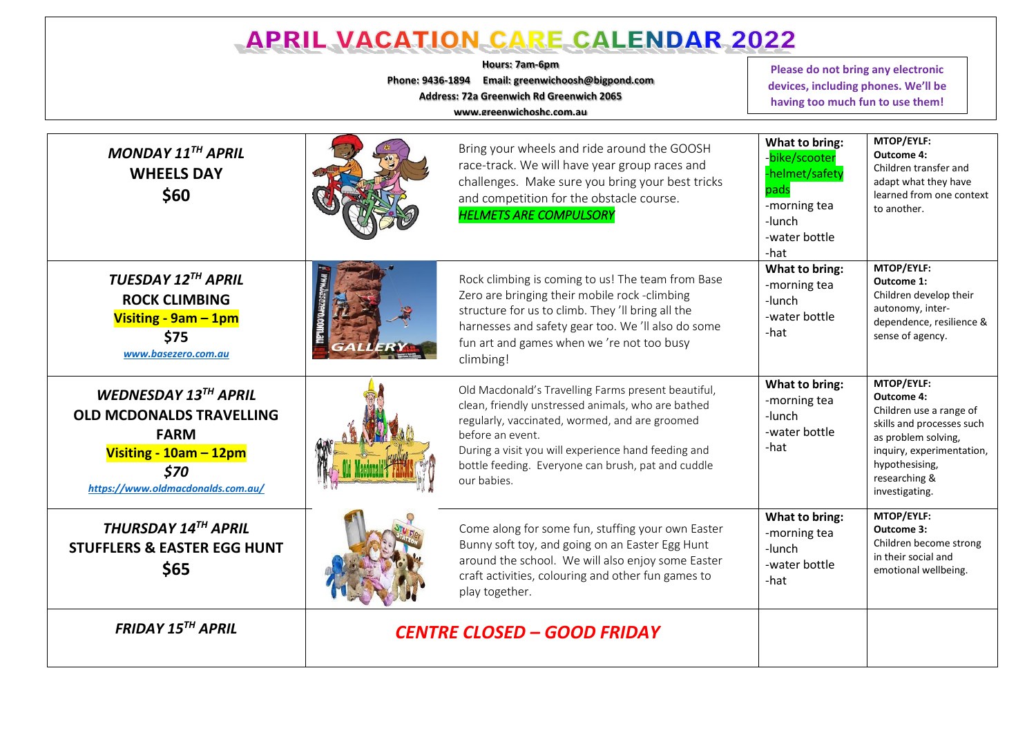# APRIL VACATION CARE CALENDAR 2022

**Hours: 7am-6pm**

**Phone: 9436-1894 Email: greenwichoosh@bigpond.com**

**Address: 72a Greenwich Rd Greenwich 2065**

**www.greenwichoshc.com.au**

**Please do not bring any electronic devices, including phones. We'll be having too much fun to use them!**

| Day | Description | What to bring | MTOP/EYLF |
|---|---|---|---|
| ***MONDAY 11TH APRIL*** **WHEELS DAY** **$60** | Bring your wheels and ride around the GOOSH race-track. We will have year group races and challenges. Make sure you bring your best tricks and competition for the obstacle course. *HELMETS ARE COMPULSORY* | **What to bring:** -bike/scooter -helmet/safety pads -morning tea -lunch -water bottle -hat | **MTOP/EYLF: Outcome 4:** Children transfer and adapt what they have learned from one context to another. |
| ***TUESDAY 12TH APRIL*** **ROCK CLIMBING** **Visiting - 9am – 1pm** **$75** ***www.basezero.com.au*** | Rock climbing is coming to us! The team from Base Zero are bringing their mobile rock -climbing structure for us to climb. They 'll bring all the harnesses and safety gear too. We 'll also do some fun art and games when we 're not too busy climbing! | **What to bring:** -morning tea -lunch -water bottle -hat | **MTOP/EYLF: Outcome 1:** Children develop their autonomy, inter-dependence, resilience & sense of agency. |
| ***WEDNESDAY 13TH APRIL*** **OLD MCDONALDS TRAVELLING FARM** **Visiting - 10am – 12pm** ***$70*** ***https://www.oldmacdonalds.com.au/*** | Old Macdonald's Travelling Farms present beautiful, clean, friendly unstressed animals, who are bathed regularly, vaccinated, wormed, and are groomed before an event. During a visit you will experience hand feeding and bottle feeding. Everyone can brush, pat and cuddle our babies. | **What to bring:** -morning tea -lunch -water bottle -hat | **MTOP/EYLF: Outcome 4:** Children use a range of skills and processes such as problem solving, inquiry, experimentation, hypothesising, researching & investigating. |
| ***THURSDAY 14TH APRIL*** **STUFFLERS & EASTER EGG HUNT** **$65** | Come along for some fun, stuffing your own Easter Bunny soft toy, and going on an Easter Egg Hunt around the school. We will also enjoy some Easter craft activities, colouring and other fun games to play together. | **What to bring:** -morning tea -lunch -water bottle -hat | **MTOP/EYLF: Outcome 3:** Children become strong in their social and emotional wellbeing. |
| ***FRIDAY 15TH APRIL*** | ***CENTRE CLOSED – GOOD FRIDAY*** | | |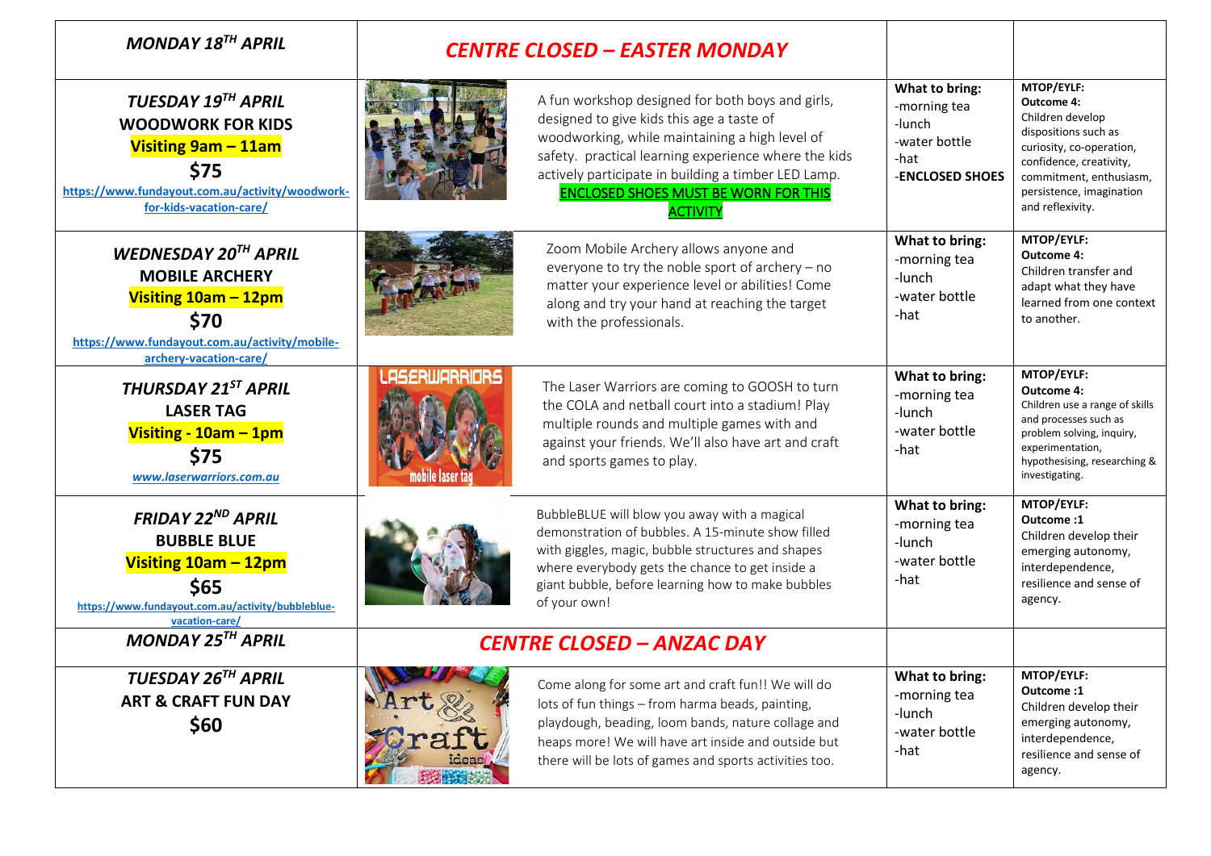| | | | | |
|---|---|---|---|---|
| ***MONDAY 18TH APRIL*** | ***CENTRE CLOSED – EASTER MONDAY*** | | | |
| ***TUESDAY 19TH APRIL***<br>**WOODWORK FOR KIDS**<br>**Visiting 9am – 11am**<br>**$75**<br>**https://www.fundayout.com.au/activity/woodwork-for-kids-vacation-care/** | | A fun workshop designed for both boys and girls, designed to give kids this age a taste of woodworking, while maintaining a high level of safety. practical learning experience where the kids actively participate in building a timber LED Lamp.<br>ENCLOSED SHOES MUST BE WORN FOR THIS ACTIVITY | **What to bring:**<br>-morning tea<br>-lunch<br>-water bottle<br>-hat<br>-**ENCLOSED SHOES** | **MTOP/EYLF:**<br>**Outcome 4:**<br>Children develop dispositions such as curiosity, co-operation, confidence, creativity, commitment, enthusiasm, persistence, imagination and reflexivity. |
| ***WEDNESDAY 20TH APRIL***<br>**MOBILE ARCHERY**<br>**Visiting 10am – 12pm**<br>**$70**<br>**https://www.fundayout.com.au/activity/mobile-archery-vacation-care/** | | Zoom Mobile Archery allows anyone and everyone to try the noble sport of archery – no matter your experience level or abilities! Come along and try your hand at reaching the target with the professionals. | **What to bring:**<br>-morning tea<br>-lunch<br>-water bottle<br>-hat | **MTOP/EYLF:**<br>**Outcome 4:**<br>Children transfer and adapt what they have learned from one context to another. |
| ***THURSDAY 21ST APRIL***<br>**LASER TAG**<br>**Visiting - 10am – 1pm**<br>**$75**<br>***www.laserwarriors.com.au*** | | The Laser Warriors are coming to GOOSH to turn the COLA and netball court into a stadium! Play multiple rounds and multiple games with and against your friends. We'll also have art and craft and sports games to play. | **What to bring:**<br>-morning tea<br>-lunch<br>-water bottle<br>-hat | **MTOP/EYLF:**<br>**Outcome 4:**<br>Children use a range of skills and processes such as problem solving, inquiry, experimentation, hypothesising, researching & investigating. |
| ***FRIDAY 22ND APRIL***<br>**BUBBLE BLUE**<br>**Visiting 10am – 12pm**<br>**$65**<br>**https://www.fundayout.com.au/activity/bubbleblue-vacation-care/** | | BubbleBLUE will blow you away with a magical demonstration of bubbles. A 15-minute show filled with giggles, magic, bubble structures and shapes where everybody gets the chance to get inside a giant bubble, before learning how to make bubbles of your own! | **What to bring:**<br>-morning tea<br>-lunch<br>-water bottle<br>-hat | **MTOP/EYLF:**<br>**Outcome :1**<br>Children develop their emerging autonomy, interdependence, resilience and sense of agency. |
| ***MONDAY 25TH APRIL*** | ***CENTRE CLOSED – ANZAC DAY*** | | | |
| ***TUESDAY 26TH APRIL***<br>**ART & CRAFT FUN DAY**<br>**$60** | | Come along for some art and craft fun!! We will do lots of fun things – from harma beads, painting, playdough, beading, loom bands, nature collage and heaps more! We will have art inside and outside but there will be lots of games and sports activities too. | **What to bring:**<br>-morning tea<br>-lunch<br>-water bottle<br>-hat | **MTOP/EYLF:**<br>**Outcome :1**<br>Children develop their emerging autonomy, interdependence, resilience and sense of agency. |